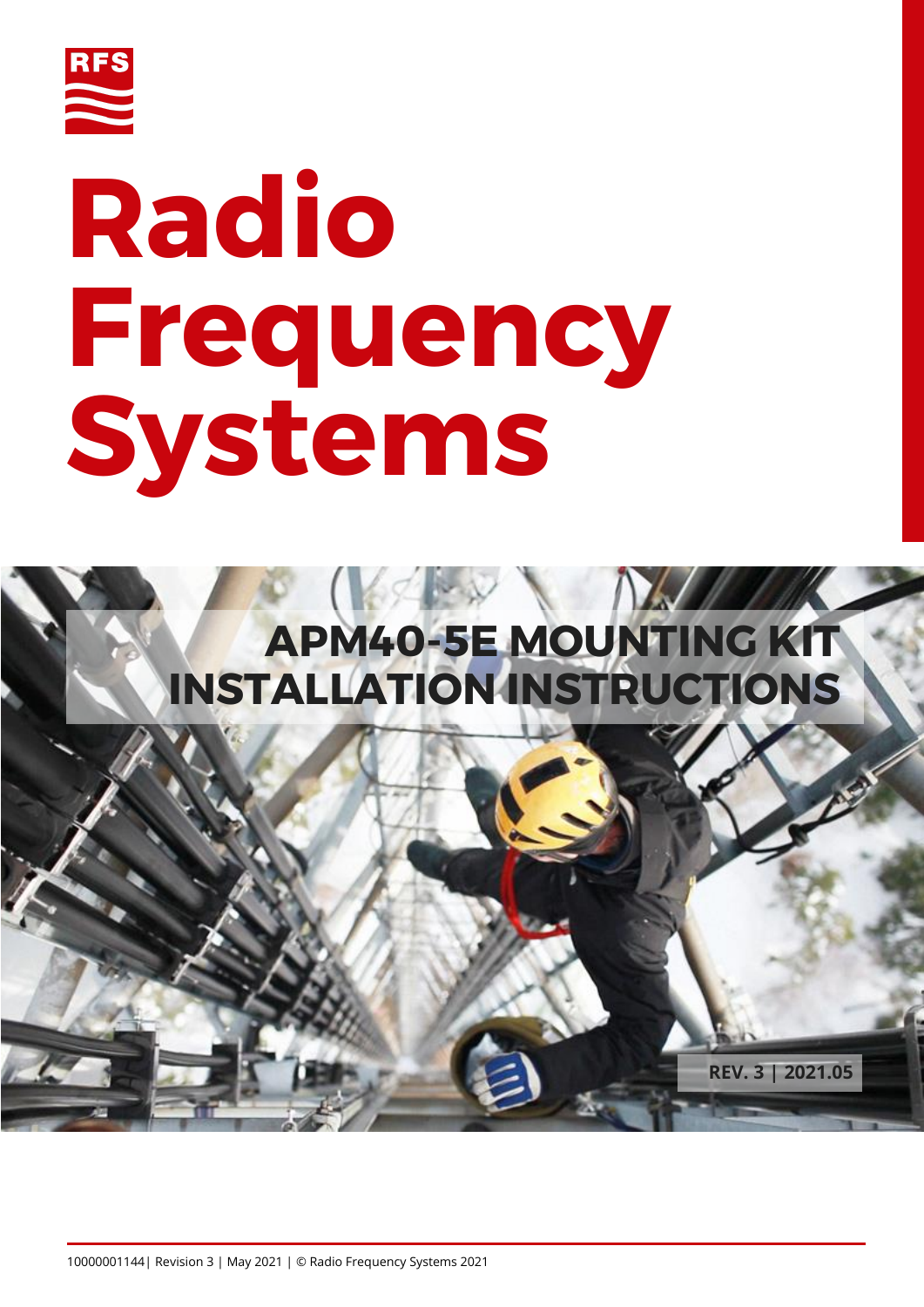RFS

# Radio Frequency Systems

## APM40-5E MOUNTING KIT INSTALLATION INSTRUCTIONS

REV. 3 | 2021.05

10000001144| Revision 3 | May 2021 | © Radio Frequency Systems 2021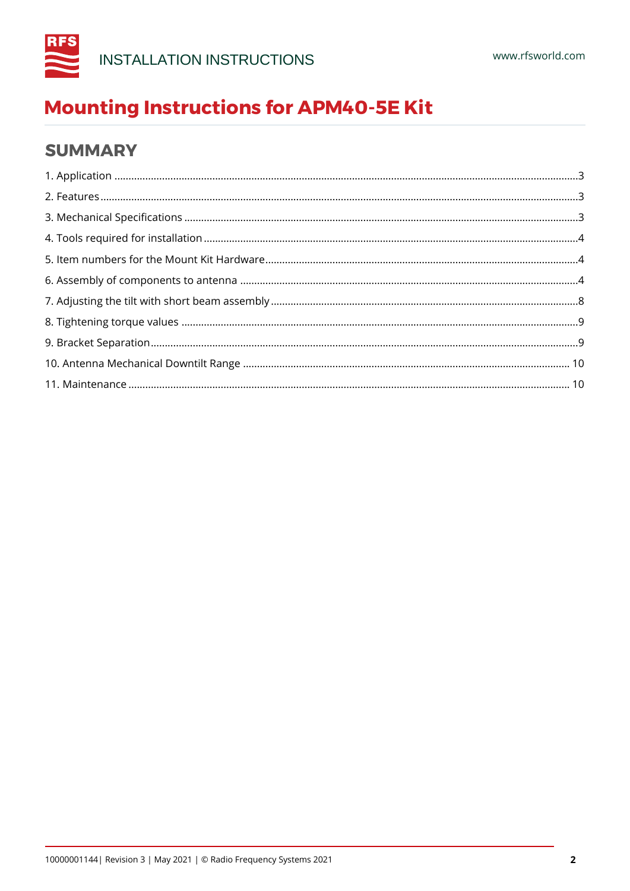# Mounting Instructions for APM40-5E Kit

## SUMMARY

1. Application ........ 3
2. Features ........ 3
3. Mechanical Specifications ........ 3
4. Tools required for installation ........ 4
5. Item numbers for the Mount Kit Hardware ........ 4
6. Assembly of components to antenna ........ 4
7. Adjusting the tilt with short beam assembly ........ 8
8. Tightening torque values ........ 9
9. Bracket Separation ........ 9
10. Antenna Mechanical Downtilt Range ........ 10
11. Maintenance ........ 10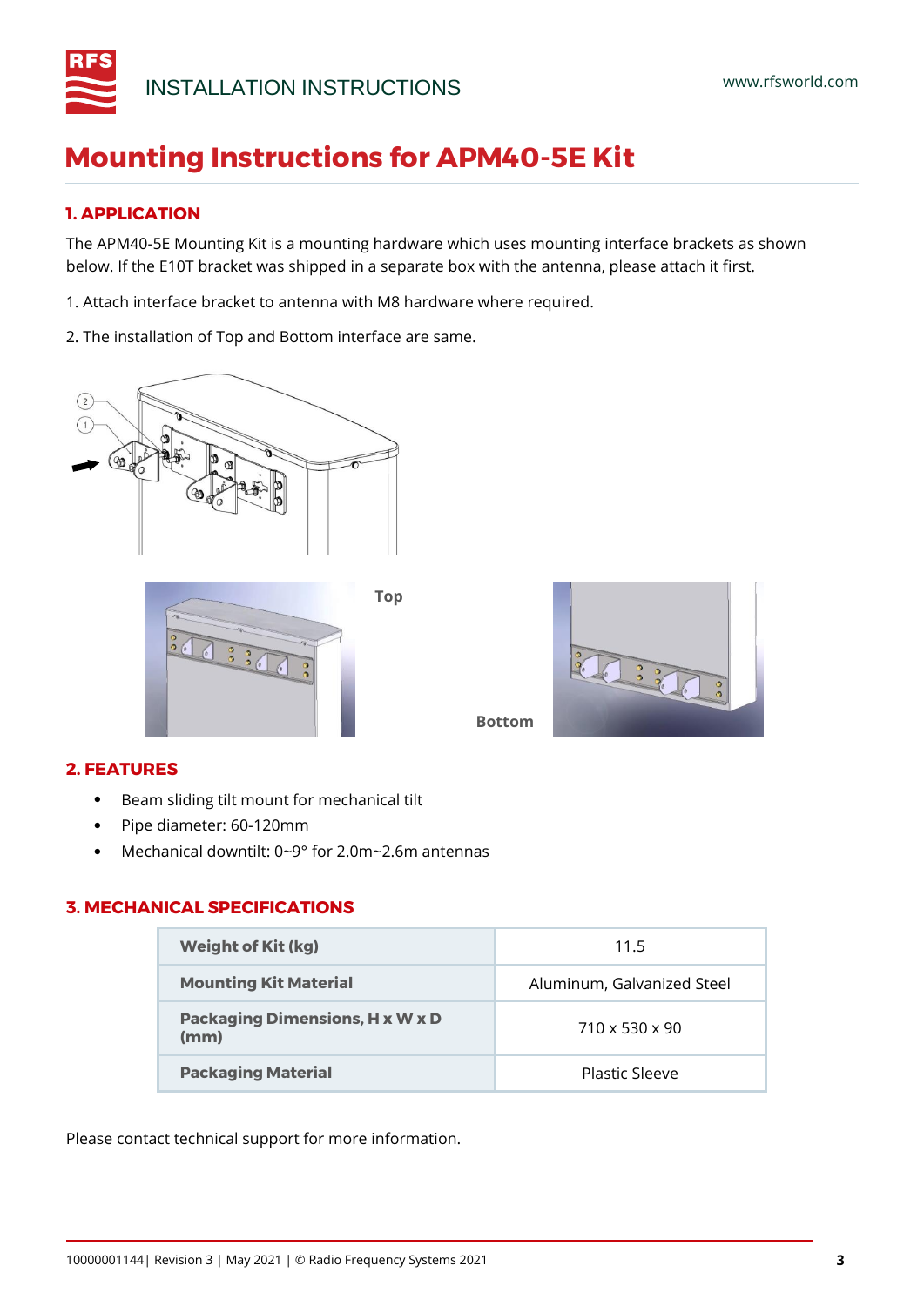# Mounting Instructions for APM40-5E Kit

## 1. APPLICATION

The APM40-5E Mounting Kit is a mounting hardware which uses mounting interface brackets as shown below. If the E10T bracket was shipped in a separate box with the antenna, please attach it first.

1. Attach interface bracket to antenna with M8 hardware where required.

2. The installation of Top and Bottom interface are same.

Top

Bottom

## 2. FEATURES

- Beam sliding tilt mount for mechanical tilt
- Pipe diameter: 60-120mm
- Mechanical downtilt: 0~9° for 2.0m~2.6m antennas

## 3. MECHANICAL SPECIFICATIONS

| | |
|---|---|
| **Weight of Kit (kg)** | 11.5 |
| **Mounting Kit Material** | Aluminum, Galvanized Steel |
| **Packaging Dimensions, H x W x D (mm)** | 710 x 530 x 90 |
| **Packaging Material** | Plastic Sleeve |

Please contact technical support for more information.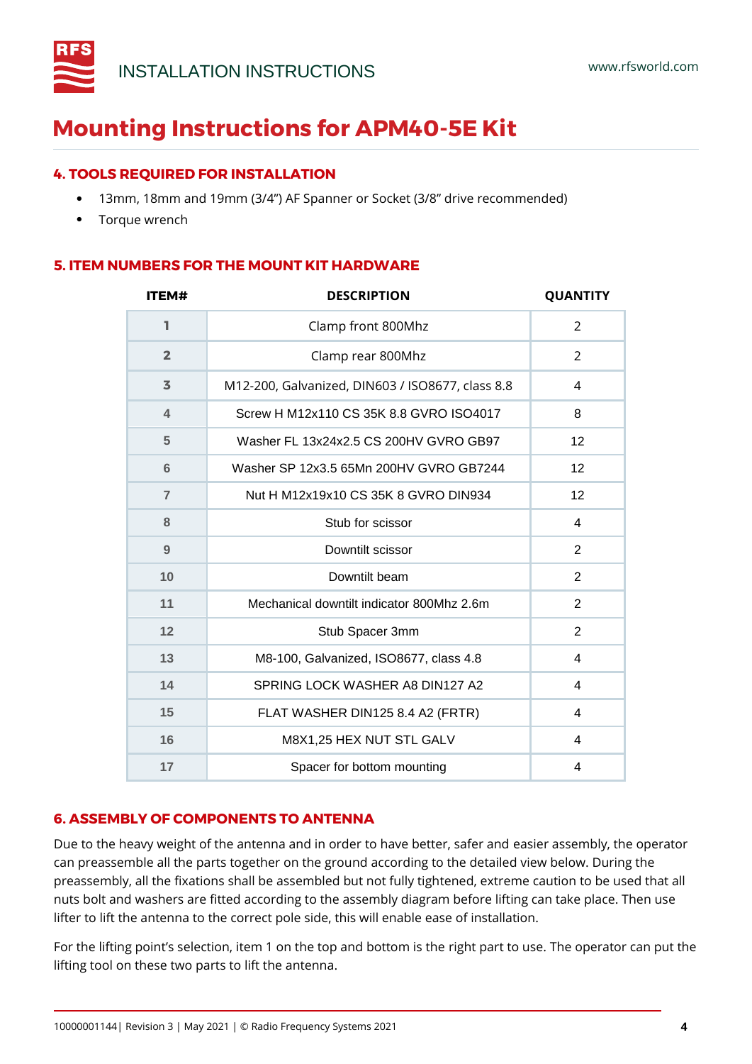# Mounting Instructions for APM40-5E Kit

## 4. TOOLS REQUIRED FOR INSTALLATION

- 13mm, 18mm and 19mm (3/4") AF Spanner or Socket (3/8" drive recommended)
- Torque wrench

## 5. ITEM NUMBERS FOR THE MOUNT KIT HARDWARE

| ITEM# | DESCRIPTION | QUANTITY |
|---|---|---|
| 1 | Clamp front 800Mhz | 2 |
| 2 | Clamp rear 800Mhz | 2 |
| 3 | M12-200, Galvanized, DIN603 / ISO8677, class 8.8 | 4 |
| 4 | Screw H M12x110 CS 35K 8.8 GVRO ISO4017 | 8 |
| 5 | Washer FL 13x24x2.5 CS 200HV GVRO GB97 | 12 |
| 6 | Washer SP 12x3.5 65Mn 200HV GVRO GB7244 | 12 |
| 7 | Nut H M12x19x10 CS 35K 8 GVRO DIN934 | 12 |
| 8 | Stub for scissor | 4 |
| 9 | Downtilt scissor | 2 |
| 10 | Downtilt beam | 2 |
| 11 | Mechanical downtilt indicator 800Mhz 2.6m | 2 |
| 12 | Stub Spacer 3mm | 2 |
| 13 | M8-100, Galvanized, ISO8677, class 4.8 | 4 |
| 14 | SPRING LOCK WASHER A8 DIN127 A2 | 4 |
| 15 | FLAT WASHER DIN125 8.4 A2 (FRTR) | 4 |
| 16 | M8X1,25 HEX NUT STL GALV | 4 |
| 17 | Spacer for bottom mounting | 4 |

## 6. ASSEMBLY OF COMPONENTS TO ANTENNA

Due to the heavy weight of the antenna and in order to have better, safer and easier assembly, the operator can preassemble all the parts together on the ground according to the detailed view below. During the preassembly, all the fixations shall be assembled but not fully tightened, extreme caution to be used that all nuts bolt and washers are fitted according to the assembly diagram before lifting can take place. Then use lifter to lift the antenna to the correct pole side, this will enable ease of installation.

For the lifting point's selection, item 1 on the top and bottom is the right part to use. The operator can put the lifting tool on these two parts to lift the antenna.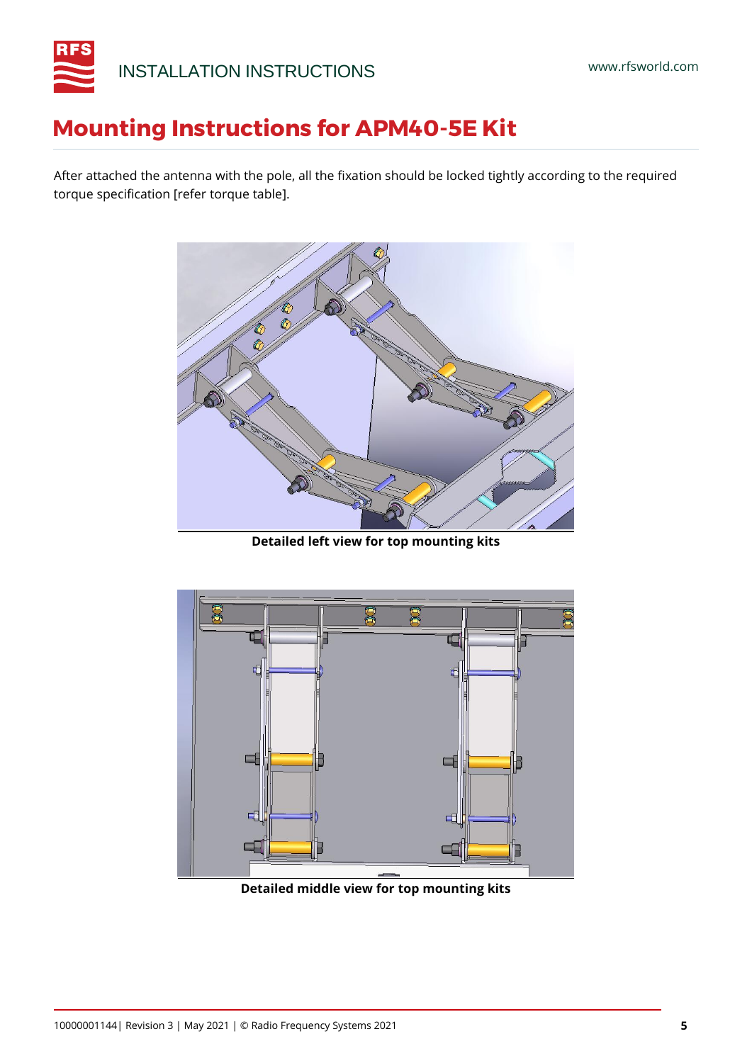# Mounting Instructions for APM40-5E Kit

After attached the antenna with the pole, all the fixation should be locked tightly according to the required torque specification [refer torque table].

**Detailed left view for top mounting kits**

**Detailed middle view for top mounting kits**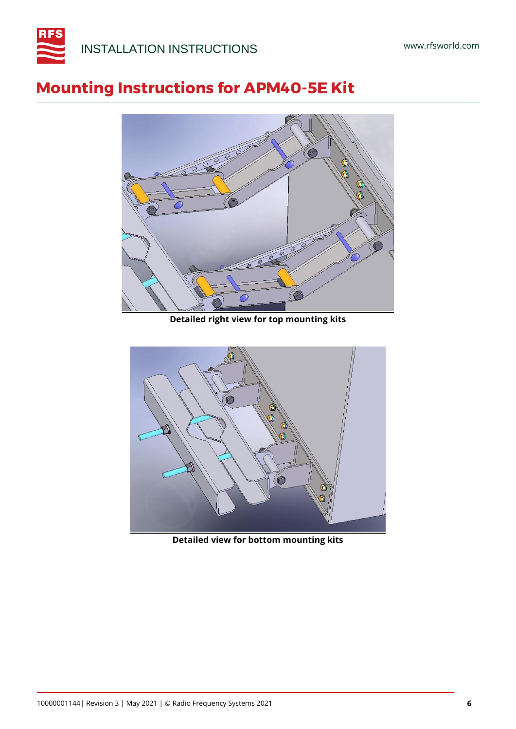# Mounting Instructions for APM40-5E Kit

Detailed right view for top mounting kits

Detailed view for bottom mounting kits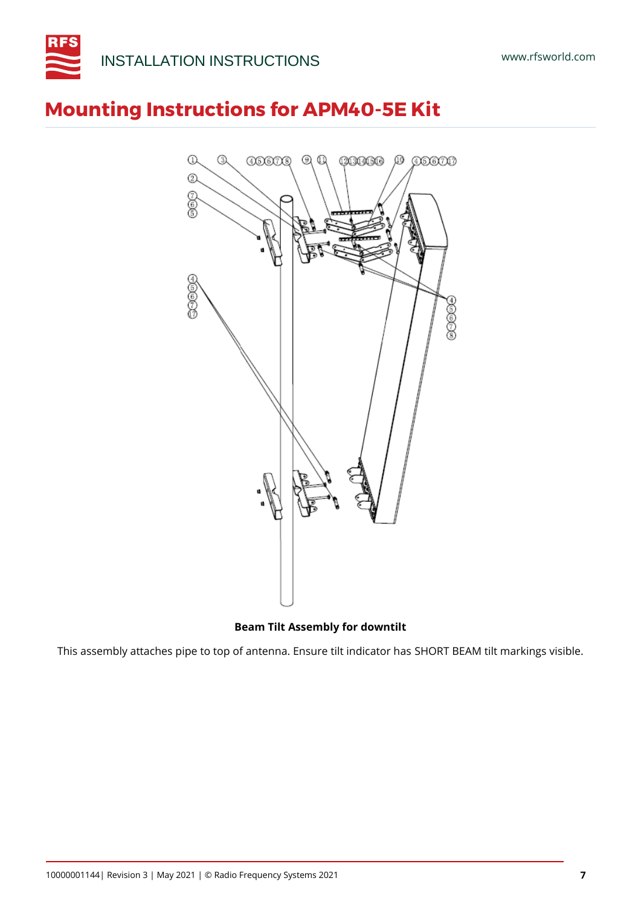# Mounting Instructions for APM40-5E Kit

**Beam Tilt Assembly for downtilt**

This assembly attaches pipe to top of antenna. Ensure tilt indicator has SHORT BEAM tilt markings visible.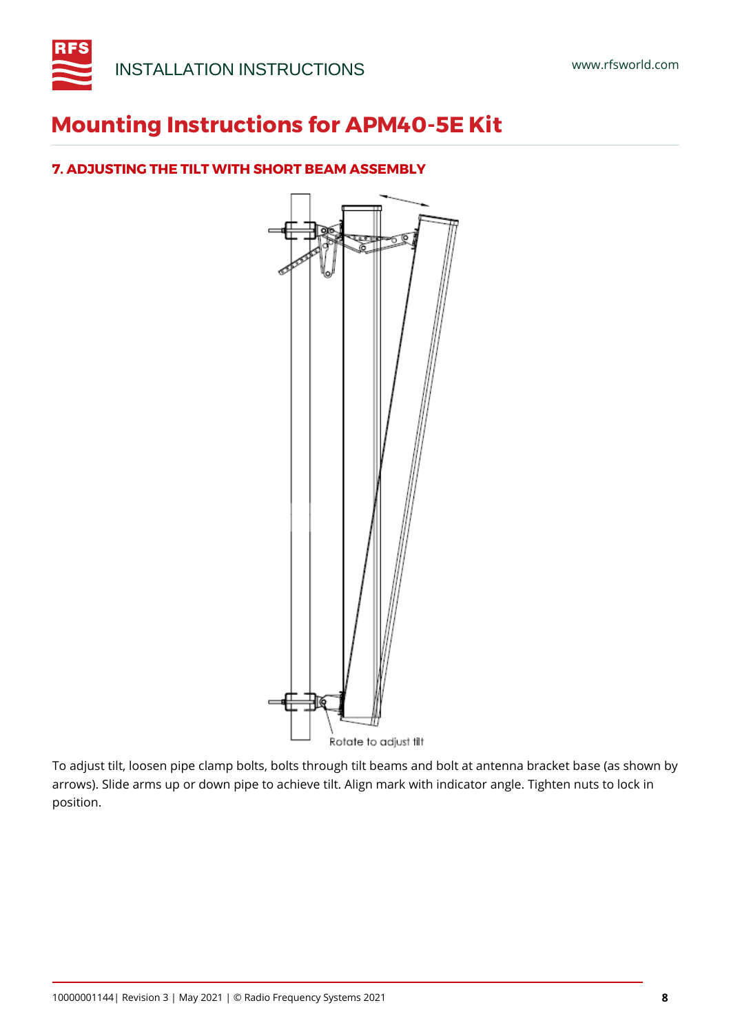# Mounting Instructions for APM40-5E Kit

## 7. ADJUSTING THE TILT WITH SHORT BEAM ASSEMBLY

Rotate to adjust tilt

To adjust tilt, loosen pipe clamp bolts, bolts through tilt beams and bolt at antenna bracket base (as shown by arrows). Slide arms up or down pipe to achieve tilt. Align mark with indicator angle. Tighten nuts to lock in position.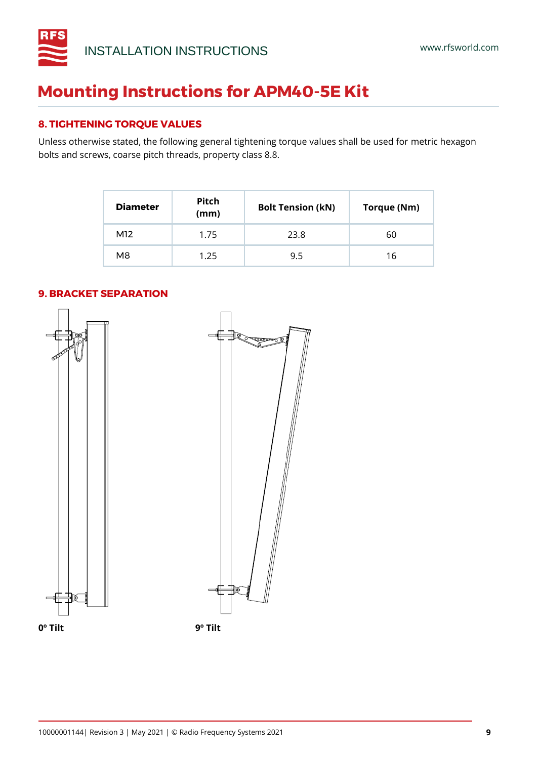# Mounting Instructions for APM40-5E Kit

## 8. TIGHTENING TORQUE VALUES

Unless otherwise stated, the following general tightening torque values shall be used for metric hexagon bolts and screws, coarse pitch threads, property class 8.8.

| Diameter | Pitch (mm) | Bolt Tension (kN) | Torque (Nm) |
| --- | --- | --- | --- |
| M12 | 1.75 | 23.8 | 60 |
| M8 | 1.25 | 9.5 | 16 |

## 9. BRACKET SEPARATION

0º Tilt

9º Tilt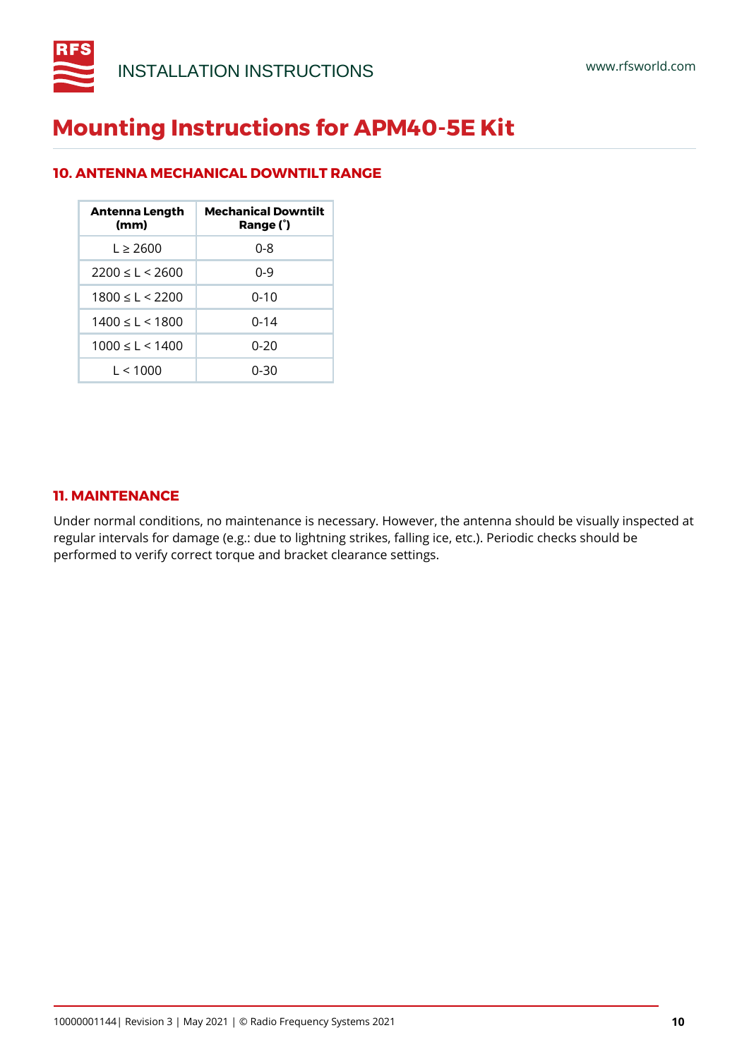# Mounting Instructions for APM40-5E Kit

## 10. ANTENNA MECHANICAL DOWNTILT RANGE

| Antenna Length (mm) | Mechanical Downtilt Range (˚) |
|---|---|
| L ≥ 2600 | 0-8 |
| 2200 ≤ L < 2600 | 0-9 |
| 1800 ≤ L < 2200 | 0-10 |
| 1400 ≤ L < 1800 | 0-14 |
| 1000 ≤ L < 1400 | 0-20 |
| L < 1000 | 0-30 |

## 11. MAINTENANCE

Under normal conditions, no maintenance is necessary. However, the antenna should be visually inspected at regular intervals for damage (e.g.: due to lightning strikes, falling ice, etc.). Periodic checks should be performed to verify correct torque and bracket clearance settings.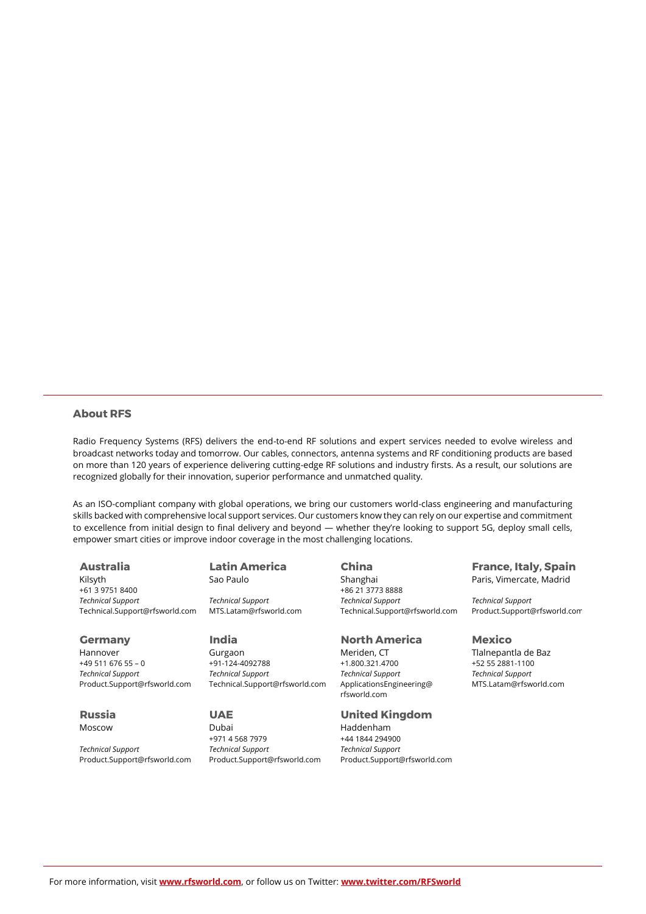## About RFS

Radio Frequency Systems (RFS) delivers the end-to-end RF solutions and expert services needed to evolve wireless and broadcast networks today and tomorrow. Our cables, connectors, antenna systems and RF conditioning products are based on more than 120 years of experience delivering cutting-edge RF solutions and industry firsts. As a result, our solutions are recognized globally for their innovation, superior performance and unmatched quality.

As an ISO-compliant company with global operations, we bring our customers world-class engineering and manufacturing skills backed with comprehensive local support services. Our customers know they can rely on our expertise and commitment to excellence from initial design to final delivery and beyond — whether they're looking to support 5G, deploy small cells, empower smart cities or improve indoor coverage in the most challenging locations.

### Australia
Kilsyth
+61 3 9751 8400
*Technical Support*
Technical.Support@rfsworld.com

### Latin America
Sao Paulo

*Technical Support*
MTS.Latam@rfsworld.com

### China
Shanghai
+86 21 3773 8888
*Technical Support*
Technical.Support@rfsworld.com

### France, Italy, Spain
Paris, Vimercate, Madrid

*Technical Support*
Product.Support@rfsworld.com

### Germany
Hannover
+49 511 676 55 – 0
*Technical Support*
Product.Support@rfsworld.com

### India
Gurgaon
+91-124-4092788
*Technical Support*
Technical.Support@rfsworld.com

### North America
Meriden, CT
+1.800.321.4700
*Technical Support*
ApplicationsEngineering@rfsworld.com

### Mexico
Tlalnepantla de Baz
+52 55 2881-1100
*Technical Support*
MTS.Latam@rfsworld.com

### Russia
Moscow

*Technical Support*
Product.Support@rfsworld.com

### UAE
Dubai
+971 4 568 7979
*Technical Support*
Product.Support@rfsworld.com

### United Kingdom
Haddenham
+44 1844 294900
*Technical Support*
Product.Support@rfsworld.com

For more information, visit **www.rfsworld.com**, or follow us on Twitter: **www.twitter.com/RFSworld**